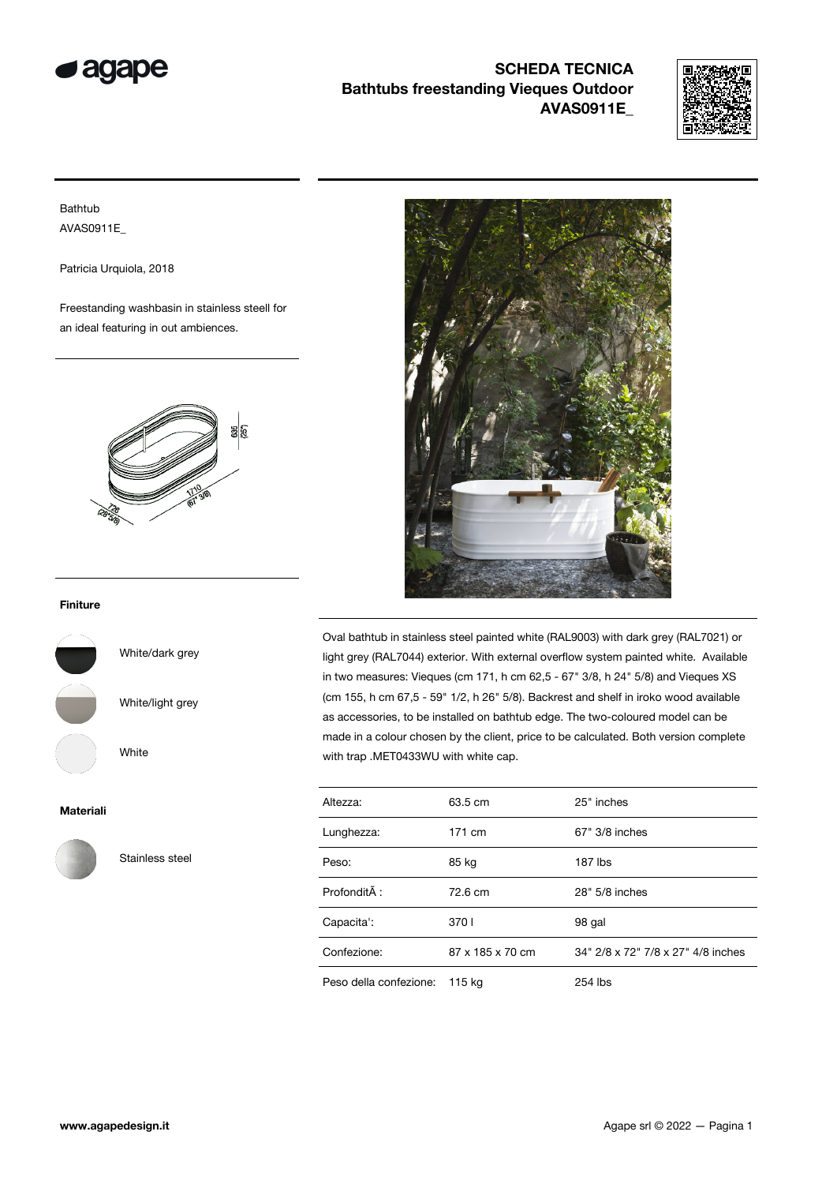# SCHEDA TECNICA
## Bathtubs freestanding Vieques Outdoor
## AVAS0911E_

Bathtub
AVAS0911E_

Patricia Urquiola, 2018

Freestanding washbasin in stainless steell for an ideal featuring in out ambiences.

### Finiture

White/dark grey

White/light grey

White

### Materiali

Stainless steel

Oval bathtub in stainless steel painted white (RAL9003) with dark grey (RAL7021) or light grey (RAL7044) exterior. With external overflow system painted white. Available in two measures: Vieques (cm 171, h cm 62,5 - 67" 3/8, h 24" 5/8) and Vieques XS (cm 155, h cm 67,5 - 59" 1/2, h 26" 5/8). Backrest and shelf in iroko wood available as accessories, to be installed on bathtub edge. The two-coloured model can be made in a colour chosen by the client, price to be calculated. Both version complete with trap .MET0433WU with white cap.

| | | |
|---|---|---|
| Altezza: | 63.5 cm | 25" inches |
| Lunghezza: | 171 cm | 67" 3/8 inches |
| Peso: | 85 kg | 187 lbs |
| ProfonditÃ : | 72.6 cm | 28" 5/8 inches |
| Capacita': | 370 l | 98 gal |
| Confezione: | 87 x 185 x 70 cm | 34" 2/8 x 72" 7/8 x 27" 4/8 inches |
| Peso della confezione: | 115 kg | 254 lbs |

www.agapedesign.it

Agape srl © 2022 — Pagina 1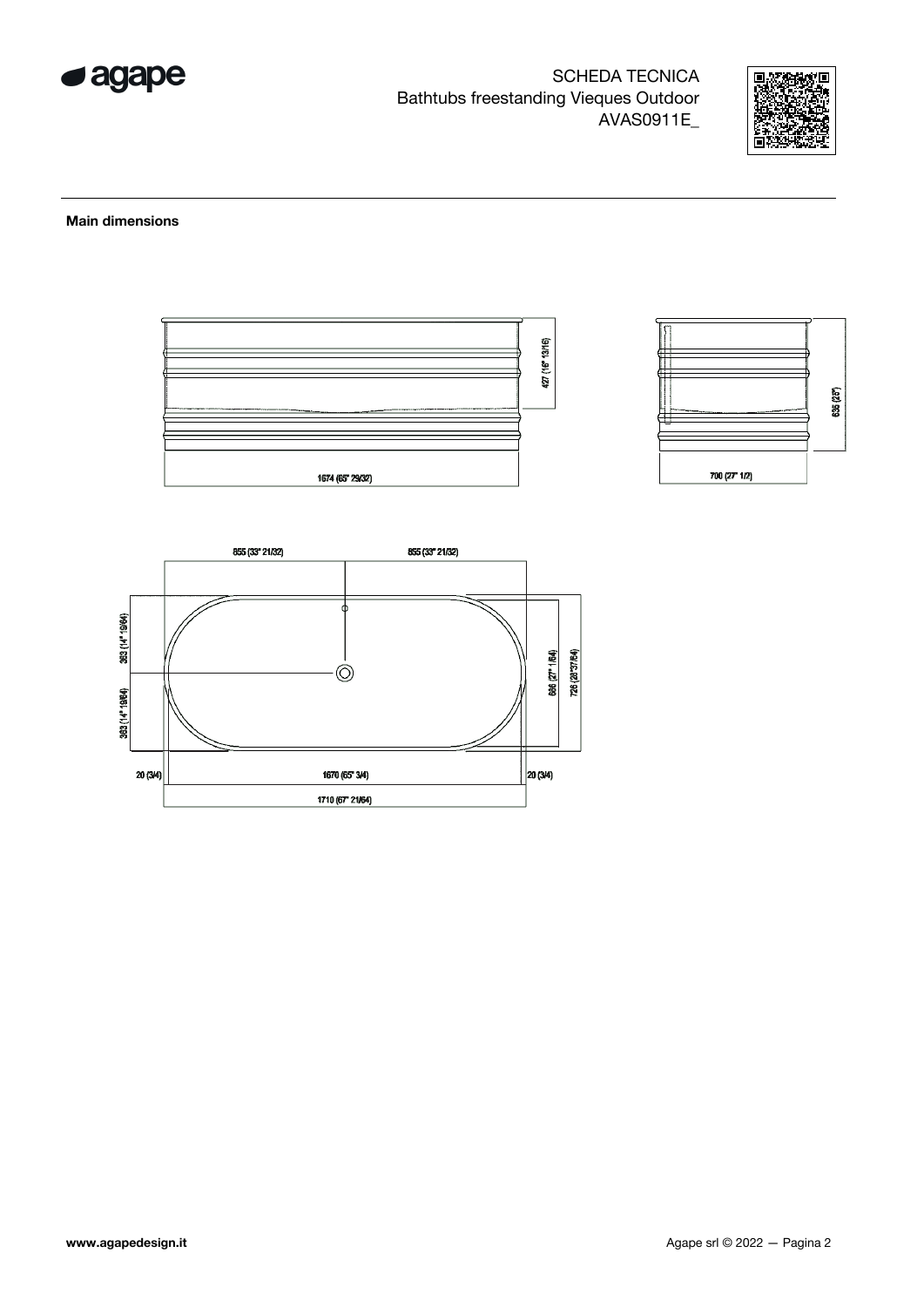## Main dimensions

427 (16" 13/16)

1674 (65" 29/32)

636 (25")

700 (27" 1/2)

855 (33" 21/32)

855 (33" 21/32)

363 (14" 19/64)

363 (14" 19/64)

686 (27" 1/64)

726 (28"37/64)

20 (3/4)

1670 (65" 3/4)

20 (3/4)

1710 (67" 21/64)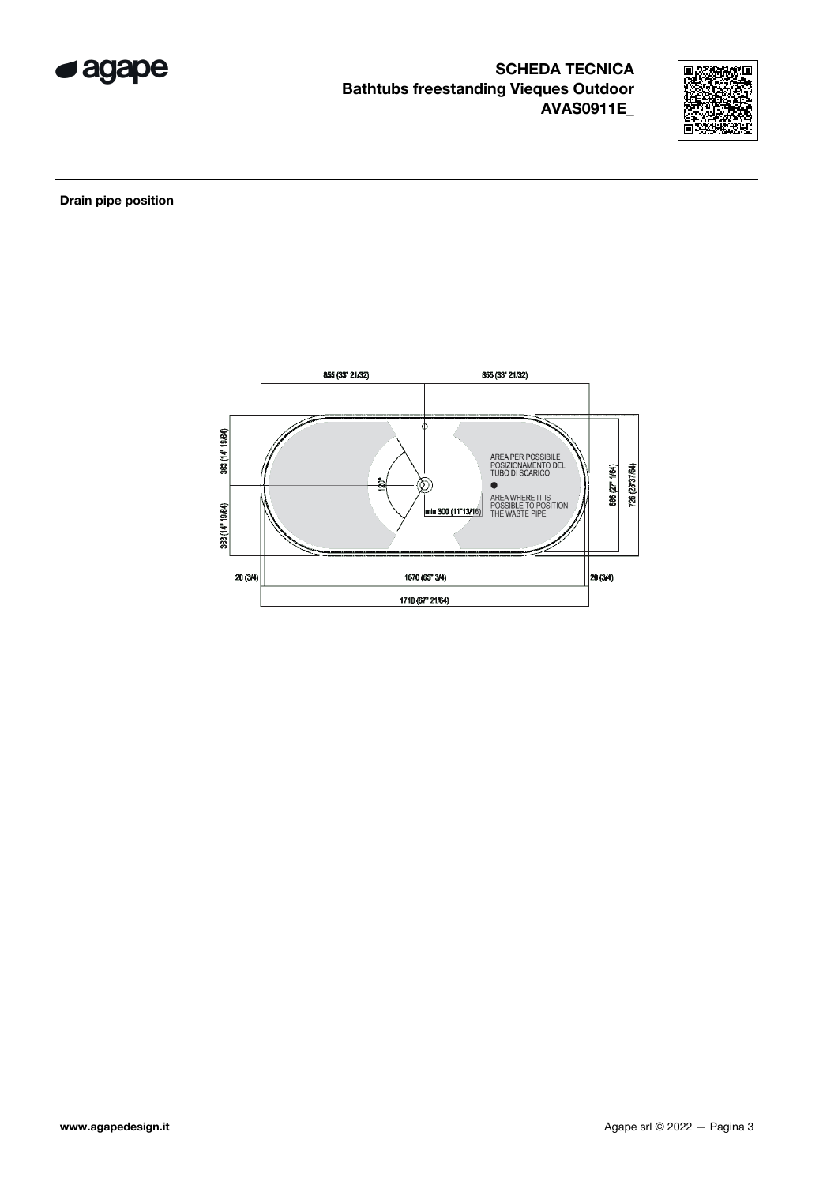# SCHEDA TECNICA
## Bathtubs freestanding Vieques Outdoor
## AVAS0911E_

**Drain pipe position**

855 (33" 21/32)
855 (33" 21/32)
363 (14" 19/64)
363 (14" 19/64)
120°
min 300 (11"13/16)
AREA PER POSSIBILE POSIZIONAMENTO DEL TUBO DI SCARICO
AREA WHERE IT IS POSSIBLE TO POSITION THE WASTE PIPE
686 (27" 1/64)
726 (28"37/64)
20 (3/4)
1670 (65" 3/4)
20 (3/4)
1710 (67" 21/64)

www.agapedesign.it

Agape srl © 2022 — Pagina 3